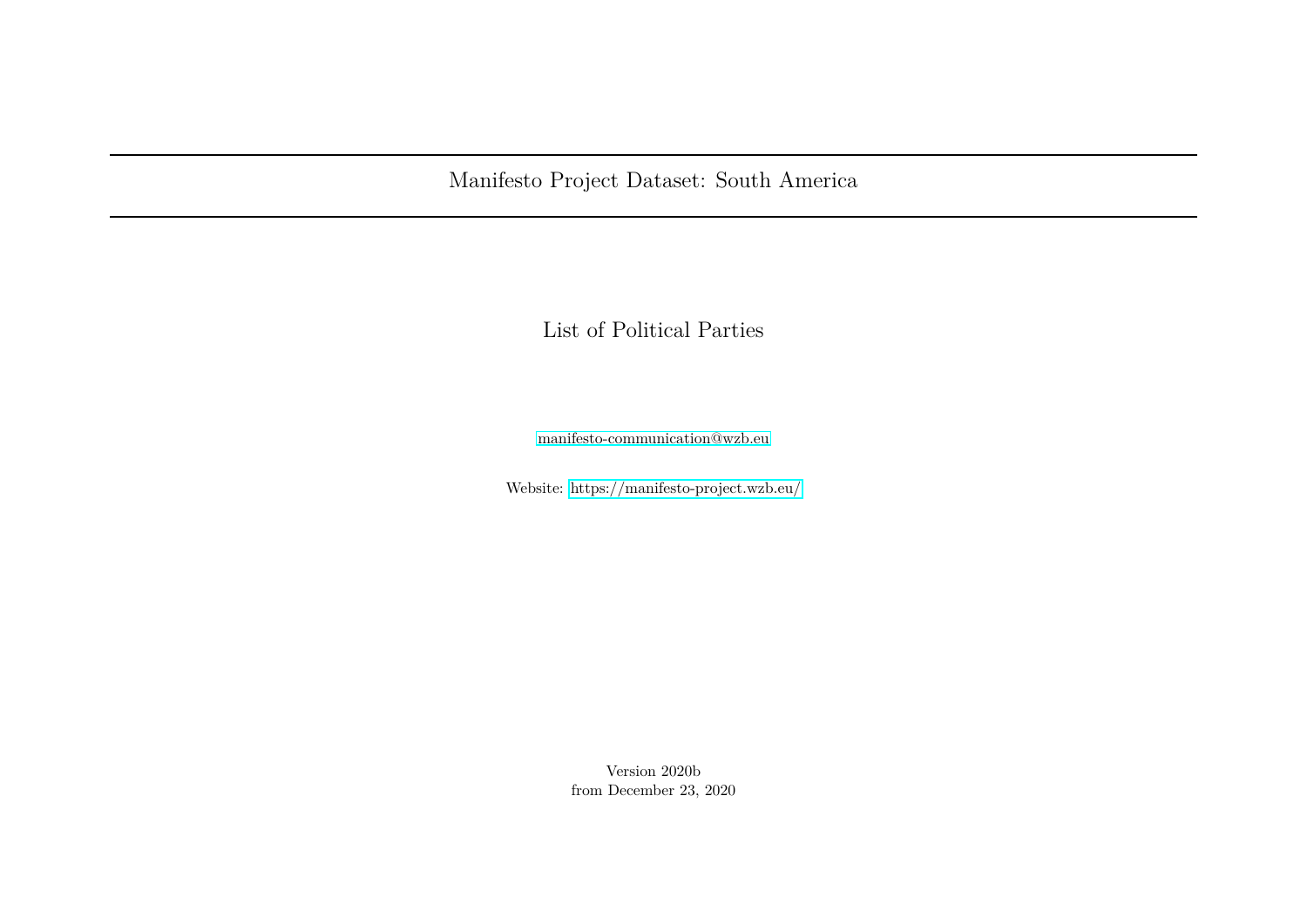# Manifesto Project Dataset: South America

## List of Political Parties

manifesto-communication@wzb.eu

Website: https://manifesto-project.wzb.eu/

Version 2020b
from December 23, 2020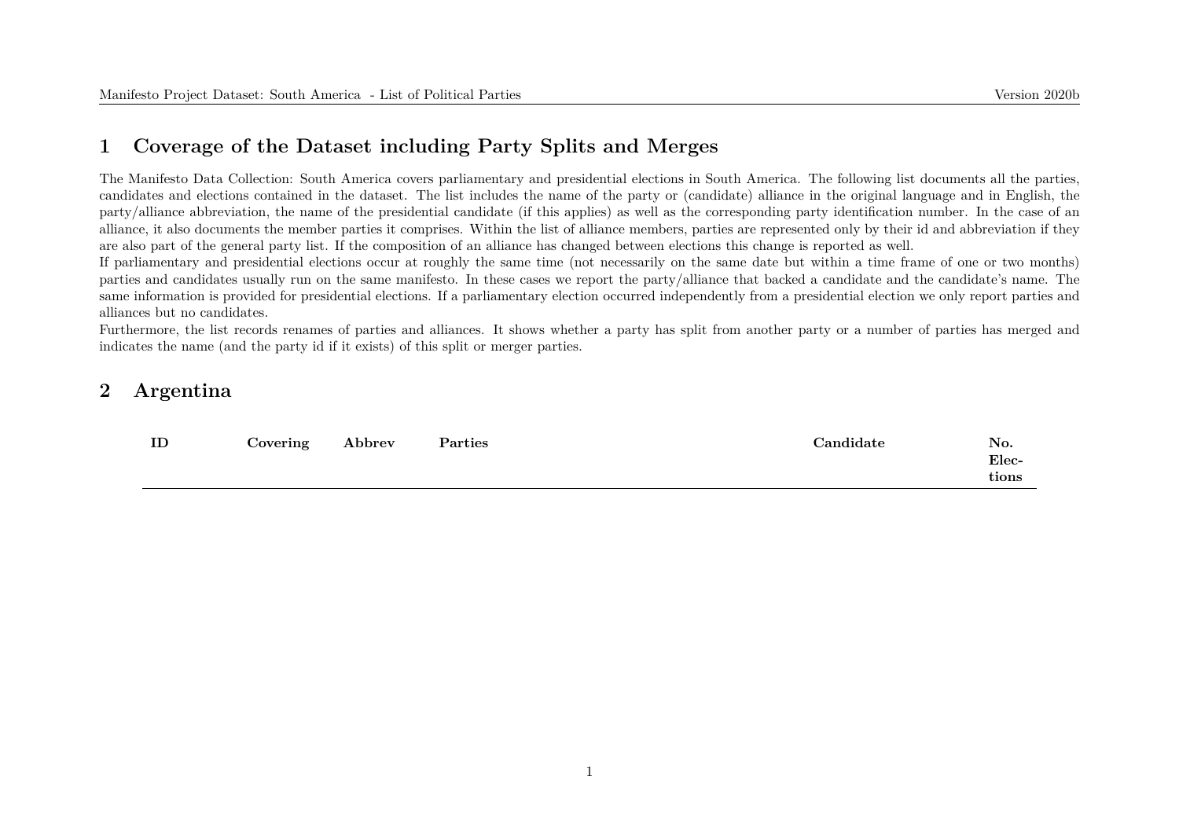# 1 Coverage of the Dataset including Party Splits and Merges

The Manifesto Data Collection: South America covers parliamentary and presidential elections in South America. The following list documents all the parties, candidates and elections contained in the dataset. The list includes the name of the party or (candidate) alliance in the original language and in English, the party/alliance abbreviation, the name of the presidential candidate (if this applies) as well as the corresponding party identification number. In the case of an alliance, it also documents the member parties it comprises. Within the list of alliance members, parties are represented only by their id and abbreviation if they are also part of the general party list. If the composition of an alliance has changed between elections this change is reported as well.
If parliamentary and presidential elections occur at roughly the same time (not necessarily on the same date but within a time frame of one or two months) parties and candidates usually run on the same manifesto. In these cases we report the party/alliance that backed a candidate and the candidate's name. The same information is provided for presidential elections. If a parliamentary election occurred independently from a presidential election we only report parties and alliances but no candidates.
Furthermore, the list records renames of parties and alliances. It shows whether a party has split from another party or a number of parties has merged and indicates the name (and the party id if it exists) of this split or merger parties.

# 2 Argentina

| ID | Covering | Abbrev | Parties | Candidate | No. Elections |
|---|---|---|---|---|---|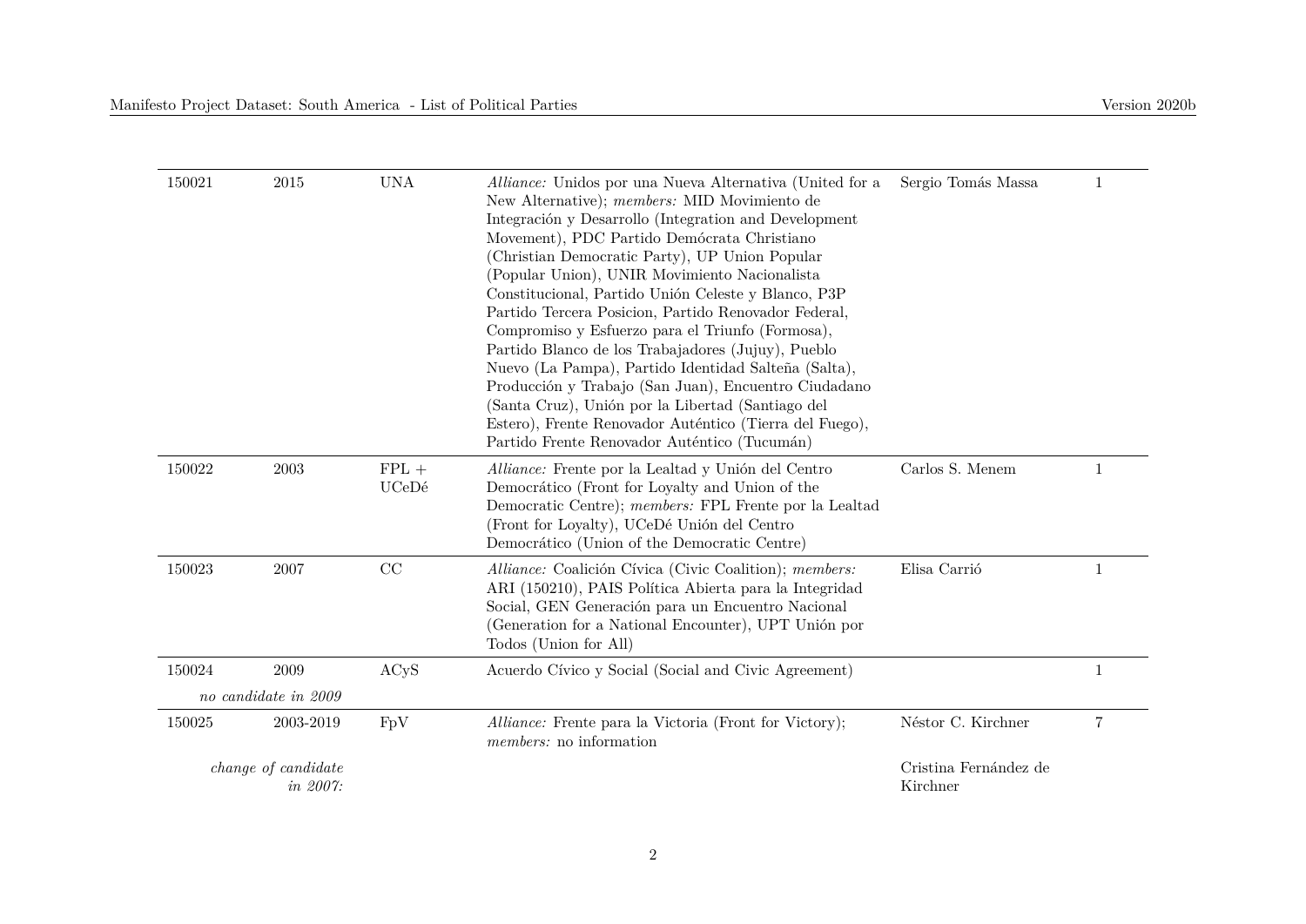| | | | | | |
|---|---|---|---|---|---|
| 150021 | 2015 | UNA | *Alliance:* Unidos por una Nueva Alternativa (United for a New Alternative); *members:* MID Movimiento de Integración y Desarrollo (Integration and Development Movement), PDC Partido Demócrata Christiano (Christian Democratic Party), UP Union Popular (Popular Union), UNIR Movimiento Nacionalista Constitucional, Partido Unión Celeste y Blanco, P3P Partido Tercera Posicion, Partido Renovador Federal, Compromiso y Esfuerzo para el Triunfo (Formosa), Partido Blanco de los Trabajadores (Jujuy), Pueblo Nuevo (La Pampa), Partido Identidad Salteña (Salta), Producción y Trabajo (San Juan), Encuentro Ciudadano (Santa Cruz), Unión por la Libertad (Santiago del Estero), Frente Renovador Auténtico (Tierra del Fuego), Partido Frente Renovador Auténtico (Tucumán) | Sergio Tomás Massa | 1 |
| 150022 | 2003 | FPL + UCeDé | *Alliance:* Frente por la Lealtad y Unión del Centro Democrático (Front for Loyalty and Union of the Democratic Centre); *members:* FPL Frente por la Lealtad (Front for Loyalty), UCeDé Unión del Centro Democrático (Union of the Democratic Centre) | Carlos S. Menem | 1 |
| 150023 | 2007 | CC | *Alliance:* Coalición Cívica (Civic Coalition); *members:* ARI (150210), PAIS Política Abierta para la Integridad Social, GEN Generación para un Encuentro Nacional (Generation for a National Encounter), UPT Unión por Todos (Union for All) | Elisa Carrió | 1 |
| 150024 | 2009 | ACyS | Acuerdo Cívico y Social (Social and Civic Agreement) | | 1 |
| | *no candidate in 2009* | | | | |
| 150025 | 2003-2019 | FpV | *Alliance:* Frente para la Victoria (Front for Victory); *members:* no information | Néstor C. Kirchner | 7 |
| | *change of candidate in 2007:* | | | Cristina Fernández de Kirchner | |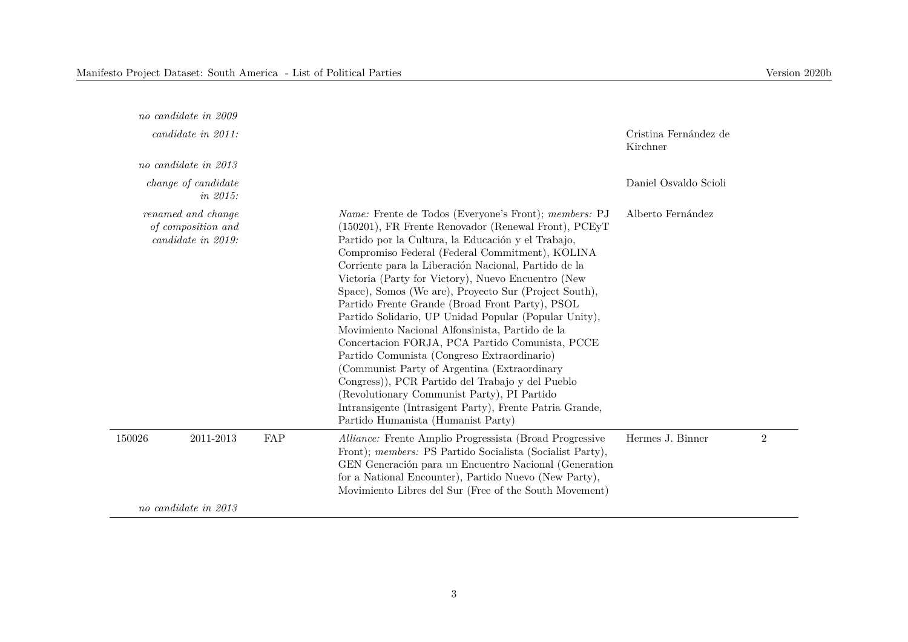| | | | | | |
|---|---|---|---|---|---|
| | *no candidate in 2009* | | | | |
| | *candidate in 2011:* | | | Cristina Fernández de Kirchner | |
| | *no candidate in 2013* | | | | |
| | *change of candidate in 2015:* | | | Daniel Osvaldo Scioli | |
| | *renamed and change of composition and candidate in 2019:* | | *Name:* Frente de Todos (Everyone's Front); *members:* PJ (150201), FR Frente Renovador (Renewal Front), PCEyT Partido por la Cultura, la Educación y el Trabajo, Compromiso Federal (Federal Commitment), KOLINA Corriente para la Liberación Nacional, Partido de la Victoria (Party for Victory), Nuevo Encuentro (New Space), Somos (We are), Proyecto Sur (Project South), Partido Frente Grande (Broad Front Party), PSOL Partido Solidario, UP Unidad Popular (Popular Unity), Movimiento Nacional Alfonsinista, Partido de la Concertacion FORJA, PCA Partido Comunista, PCCE Partido Comunista (Congreso Extraordinario) (Communist Party of Argentina (Extraordinary Congress)), PCR Partido del Trabajo y del Pueblo (Revolutionary Communist Party), PI Partido Intransigente (Intrasigent Party), Frente Patria Grande, Partido Humanista (Humanist Party) | Alberto Fernández | |
| 150026 | 2011-2013 | FAP | *Alliance:* Frente Amplio Progressista (Broad Progressive Front); *members:* PS Partido Socialista (Socialist Party), GEN Generación para un Encuentro Nacional (Generation for a National Encounter), Partido Nuevo (New Party), Movimiento Libres del Sur (Free of the South Movement) | Hermes J. Binner | 2 |
| | *no candidate in 2013* | | | | |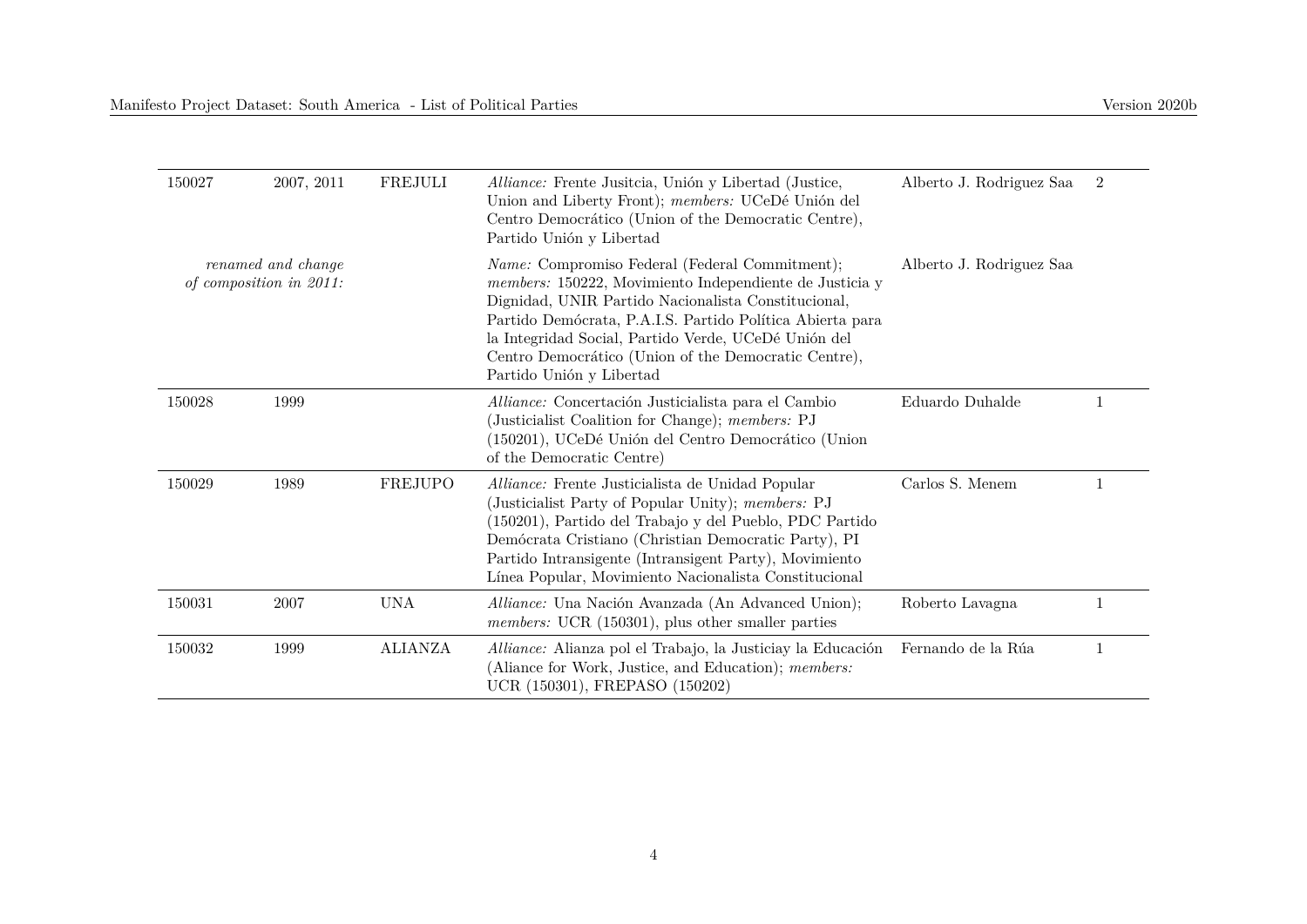| | | | | | |
|---|---|---|---|---|---|
| 150027 | 2007, 2011 | FREJULI | *Alliance:* Frente Jusitcia, Unión y Libertad (Justice, Union and Liberty Front); *members:* UCeDé Unión del Centro Democrático (Union of the Democratic Centre), Partido Unión y Libertad | Alberto J. Rodriguez Saa | 2 |
| *renamed and change of composition in 2011:* | | | *Name:* Compromiso Federal (Federal Commitment); *members:* 150222, Movimiento Independiente de Justicia y Dignidad, UNIR Partido Nacionalista Constitucional, Partido Demócrata, P.A.I.S. Partido Política Abierta para la Integridad Social, Partido Verde, UCeDé Unión del Centro Democrático (Union of the Democratic Centre), Partido Unión y Libertad | Alberto J. Rodriguez Saa | |
| 150028 | 1999 | | *Alliance:* Concertación Justicialista para el Cambio (Justicialist Coalition for Change); *members:* PJ (150201), UCeDé Unión del Centro Democrático (Union of the Democratic Centre) | Eduardo Duhalde | 1 |
| 150029 | 1989 | FREJUPO | *Alliance:* Frente Justicialista de Unidad Popular (Justicialist Party of Popular Unity); *members:* PJ (150201), Partido del Trabajo y del Pueblo, PDC Partido Demócrata Cristiano (Christian Democratic Party), PI Partido Intransigente (Intransigent Party), Movimiento Línea Popular, Movimiento Nacionalista Constitucional | Carlos S. Menem | 1 |
| 150031 | 2007 | UNA | *Alliance:* Una Nación Avanzada (An Advanced Union); *members:* UCR (150301), plus other smaller parties | Roberto Lavagna | 1 |
| 150032 | 1999 | ALIANZA | *Alliance:* Alianza pol el Trabajo, la Justiciay la Educación (Aliance for Work, Justice, and Education); *members:* UCR (150301), FREPASO (150202) | Fernando de la Rúa | 1 |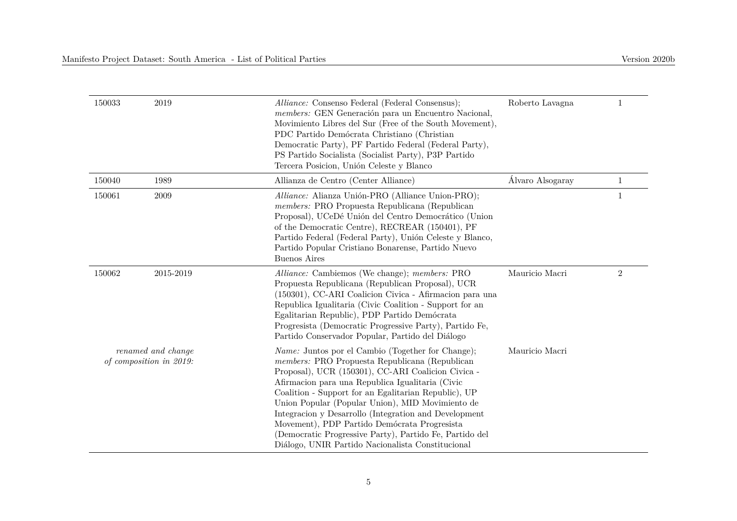| | | | | |
|---|---|---|---|---|
| 150033 | 2019 | *Alliance:* Consenso Federal (Federal Consensus); *members:* GEN Generación para un Encuentro Nacional, Movimiento Libres del Sur (Free of the South Movement), PDC Partido Demócrata Christiano (Christian Democratic Party), PF Partido Federal (Federal Party), PS Partido Socialista (Socialist Party), P3P Partido Tercera Posicion, Unión Celeste y Blanco | Roberto Lavagna | 1 |
| 150040 | 1989 | Allianza de Centro (Center Alliance) | Álvaro Alsogaray | 1 |
| 150061 | 2009 | *Alliance:* Alianza Unión-PRO (Alliance Union-PRO); *members:* PRO Propuesta Republicana (Republican Proposal), UCeDé Unión del Centro Democrático (Union of the Democratic Centre), RECREAR (150401), PF Partido Federal (Federal Party), Unión Celeste y Blanco, Partido Popular Cristiano Bonarense, Partido Nuevo Buenos Aires | | 1 |
| 150062 | 2015-2019 | *Alliance:* Cambiemos (We change); *members:* PRO Propuesta Republicana (Republican Proposal), UCR (150301), CC-ARI Coalicion Civica - Afirmacion para una Republica Igualitaria (Civic Coalition - Support for an Egalitarian Republic), PDP Partido Demócrata Progresista (Democratic Progressive Party), Partido Fe, Partido Conservador Popular, Partido del Diálogo | Mauricio Macri | 2 |
| *renamed and change of composition in 2019:* | | *Name:* Juntos por el Cambio (Together for Change); *members:* PRO Propuesta Republicana (Republican Proposal), UCR (150301), CC-ARI Coalicion Civica - Afirmacion para una Republica Igualitaria (Civic Coalition - Support for an Egalitarian Republic), UP Union Popular (Popular Union), MID Movimiento de Integracion y Desarrollo (Integration and Development Movement), PDP Partido Demócrata Progresista (Democratic Progressive Party), Partido Fe, Partido del Diálogo, UNIR Partido Nacionalista Constitucional | Mauricio Macri | |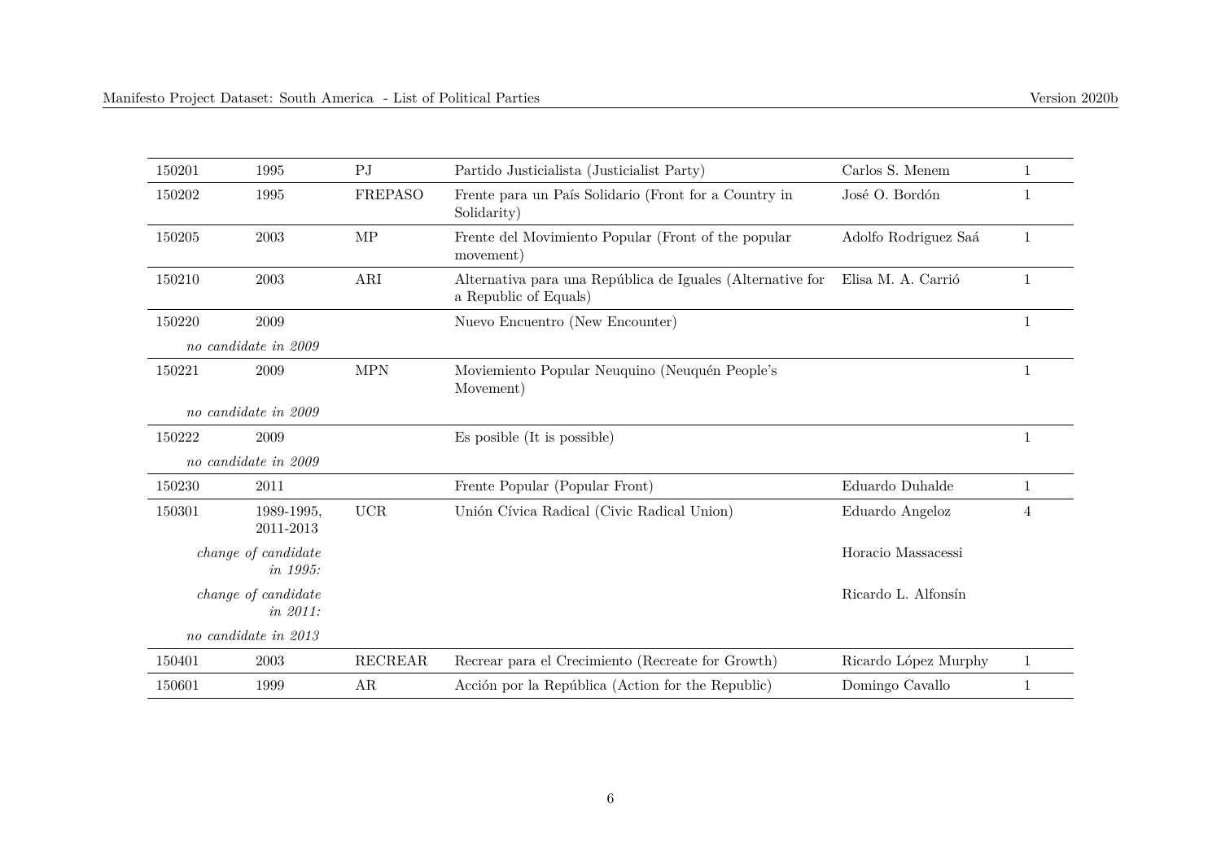| | | | | | |
|---|---|---|---|---|---|
| 150201 | 1995 | PJ | Partido Justicialista (Justicialist Party) | Carlos S. Menem | 1 |
| 150202 | 1995 | FREPASO | Frente para un País Solidario (Front for a Country in Solidarity) | José O. Bordón | 1 |
| 150205 | 2003 | MP | Frente del Movimiento Popular (Front of the popular movement) | Adolfo Rodriguez Saá | 1 |
| 150210 | 2003 | ARI | Alternativa para una República de Iguales (Alternative for a Republic of Equals) | Elisa M. A. Carrió | 1 |
| 150220 | 2009 | | Nuevo Encuentro (New Encounter) | | 1 |
| *no candidate in 2009* | | | | | |
| 150221 | 2009 | MPN | Moviemiento Popular Neuquino (Neuquén People's Movement) | | 1 |
| *no candidate in 2009* | | | | | |
| 150222 | 2009 | | Es posible (It is possible) | | 1 |
| *no candidate in 2009* | | | | | |
| 150230 | 2011 | | Frente Popular (Popular Front) | Eduardo Duhalde | 1 |
| 150301 | 1989-1995, 2011-2013 | UCR | Unión Cívica Radical (Civic Radical Union) | Eduardo Angeloz | 4 |
| *change of candidate in 1995:* | | | | Horacio Massacessi | |
| *change of candidate in 2011:* | | | | Ricardo L. Alfonsín | |
| *no candidate in 2013* | | | | | |
| 150401 | 2003 | RECREAR | Recrear para el Crecimiento (Recreate for Growth) | Ricardo López Murphy | 1 |
| 150601 | 1999 | AR | Acción por la República (Action for the Republic) | Domingo Cavallo | 1 |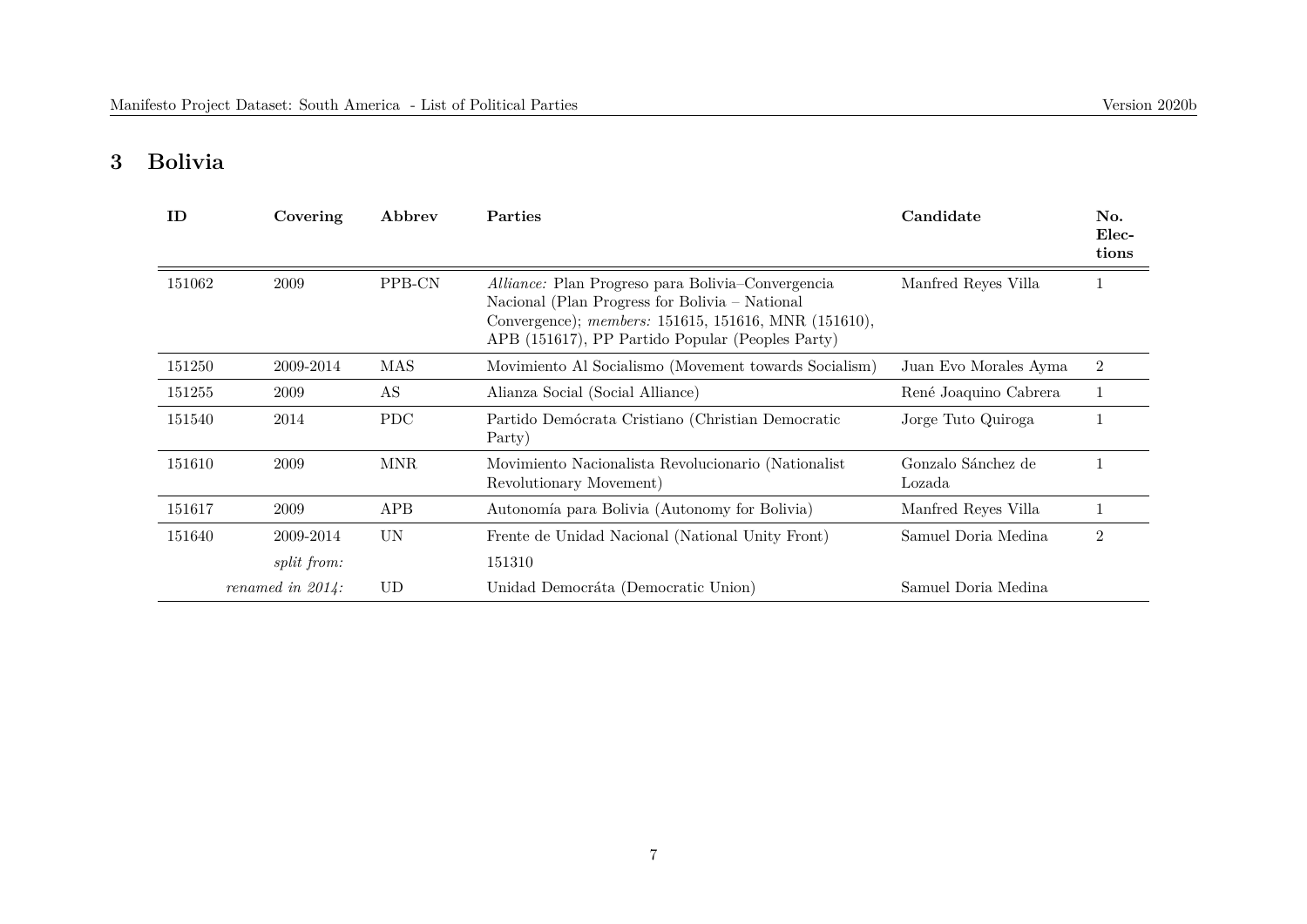## 3 Bolivia

| ID | Covering | Abbrev | Parties | Candidate | No. Elections |
|---|---|---|---|---|---|
| 151062 | 2009 | PPB-CN | *Alliance:* Plan Progreso para Bolivia–Convergencia Nacional (Plan Progress for Bolivia – National Convergence); *members:* 151615, 151616, MNR (151610), APB (151617), PP Partido Popular (Peoples Party) | Manfred Reyes Villa | 1 |
| 151250 | 2009-2014 | MAS | Movimiento Al Socialismo (Movement towards Socialism) | Juan Evo Morales Ayma | 2 |
| 151255 | 2009 | AS | Alianza Social (Social Alliance) | René Joaquino Cabrera | 1 |
| 151540 | 2014 | PDC | Partido Demócrata Cristiano (Christian Democratic Party) | Jorge Tuto Quiroga | 1 |
| 151610 | 2009 | MNR | Movimiento Nacionalista Revolucionario (Nationalist Revolutionary Movement) | Gonzalo Sánchez de Lozada | 1 |
| 151617 | 2009 | APB | Autonomía para Bolivia (Autonomy for Bolivia) | Manfred Reyes Villa | 1 |
| 151640 | 2009-2014 | UN | Frente de Unidad Nacional (National Unity Front) | Samuel Doria Medina | 2 |
| | *split from:* | | 151310 | | |
| | *renamed in 2014:* | UD | Unidad Democráta (Democratic Union) | Samuel Doria Medina | |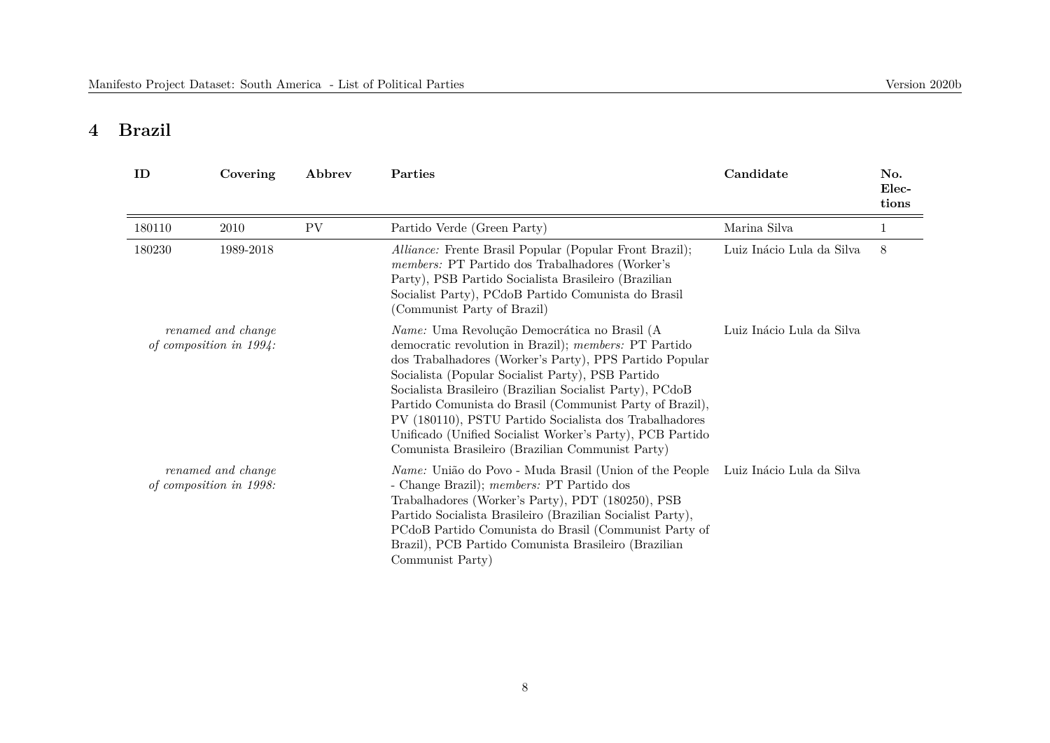## 4 Brazil

| ID | Covering | Abbrev | Parties | Candidate | No. Elections |
|---|---|---|---|---|---|
| 180110 | 2010 | PV | Partido Verde (Green Party) | Marina Silva | 1 |
| 180230 | 1989-2018 | | *Alliance:* Frente Brasil Popular (Popular Front Brazil); *members:* PT Partido dos Trabalhadores (Worker's Party), PSB Partido Socialista Brasileiro (Brazilian Socialist Party), PCdoB Partido Comunista do Brasil (Communist Party of Brazil) | Luiz Inácio Lula da Silva | 8 |
| *renamed and change of composition in 1994:* | | | *Name:* Uma Revolução Democrática no Brasil (A democratic revolution in Brazil); *members:* PT Partido dos Trabalhadores (Worker's Party), PPS Partido Popular Socialista (Popular Socialist Party), PSB Partido Socialista Brasileiro (Brazilian Socialist Party), PCdoB Partido Comunista do Brasil (Communist Party of Brazil), PV (180110), PSTU Partido Socialista dos Trabalhadores Unificado (Unified Socialist Worker's Party), PCB Partido Comunista Brasileiro (Brazilian Communist Party) | Luiz Inácio Lula da Silva | |
| *renamed and change of composition in 1998:* | | | *Name:* União do Povo - Muda Brasil (Union of the People - Change Brazil); *members:* PT Partido dos Trabalhadores (Worker's Party), PDT (180250), PSB Partido Socialista Brasileiro (Brazilian Socialist Party), PCdoB Partido Comunista do Brasil (Communist Party of Brazil), PCB Partido Comunista Brasileiro (Brazilian Communist Party) | Luiz Inácio Lula da Silva | |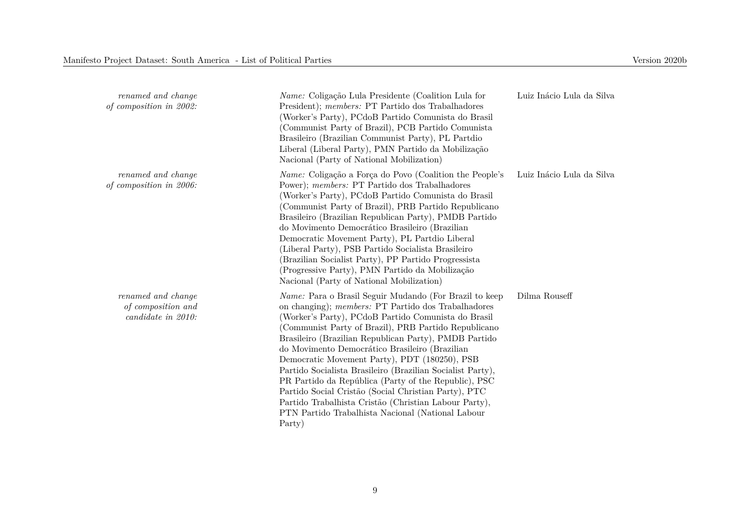| | | |
|---|---|---|
| *renamed and change of composition in 2002:* | *Name:* Coligação Lula Presidente (Coalition Lula for President); *members:* PT Partido dos Trabalhadores (Worker's Party), PCdoB Partido Comunista do Brasil (Communist Party of Brazil), PCB Partido Comunista Brasileiro (Brazilian Communist Party), PL Partdio Liberal (Liberal Party), PMN Partido da Mobilização Nacional (Party of National Mobilization) | Luiz Inácio Lula da Silva |
| *renamed and change of composition in 2006:* | *Name:* Coligação a Força do Povo (Coalition the People's Power); *members:* PT Partido dos Trabalhadores (Worker's Party), PCdoB Partido Comunista do Brasil (Communist Party of Brazil), PRB Partido Republicano Brasileiro (Brazilian Republican Party), PMDB Partido do Movimento Democrático Brasileiro (Brazilian Democratic Movement Party), PL Partdio Liberal (Liberal Party), PSB Partido Socialista Brasileiro (Brazilian Socialist Party), PP Partido Progressista (Progressive Party), PMN Partido da Mobilização Nacional (Party of National Mobilization) | Luiz Inácio Lula da Silva |
| *renamed and change of composition and candidate in 2010:* | *Name:* Para o Brasil Seguir Mudando (For Brazil to keep on changing); *members:* PT Partido dos Trabalhadores (Worker's Party), PCdoB Partido Comunista do Brasil (Communist Party of Brazil), PRB Partido Republicano Brasileiro (Brazilian Republican Party), PMDB Partido do Movimento Democrático Brasileiro (Brazilian Democratic Movement Party), PDT (180250), PSB Partido Socialista Brasileiro (Brazilian Socialist Party), PR Partido da República (Party of the Republic), PSC Partido Social Cristão (Social Christian Party), PTC Partido Trabalhista Cristão (Christian Labour Party), PTN Partido Trabalhista Nacional (National Labour Party) | Dilma Rouseff |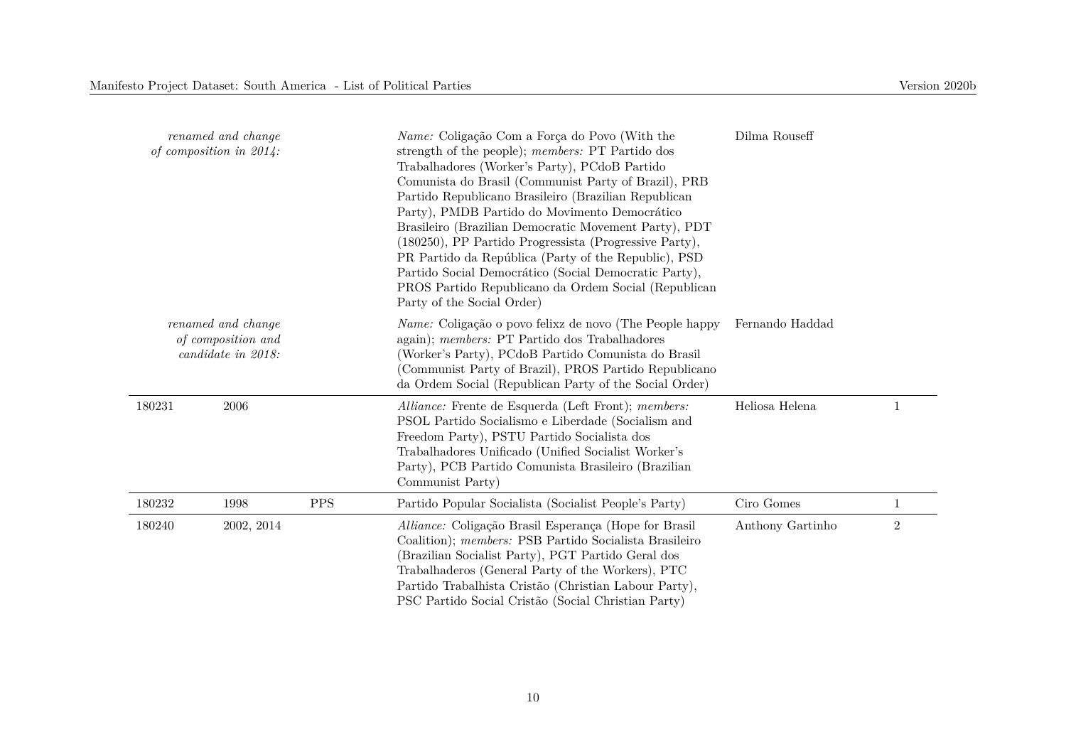| | | | | | |
|---|---|---|---|---|---|
| *renamed and change of composition in 2014:* | | | *Name:* Coligação Com a Força do Povo (With the strength of the people); *members:* PT Partido dos Trabalhadores (Worker's Party), PCdoB Partido Comunista do Brasil (Communist Party of Brazil), PRB Partido Republicano Brasileiro (Brazilian Republican Party), PMDB Partido do Movimento Democrático Brasileiro (Brazilian Democratic Movement Party), PDT (180250), PP Partido Progressista (Progressive Party), PR Partido da República (Party of the Republic), PSD Partido Social Democrático (Social Democratic Party), PROS Partido Republicano da Ordem Social (Republican Party of the Social Order) | Dilma Rouseff | |
| *renamed and change of composition and candidate in 2018:* | | | *Name:* Coligação o povo felizx de novo (The People happy again); *members:* PT Partido dos Trabalhadores (Worker's Party), PCdoB Partido Comunista do Brasil (Communist Party of Brazil), PROS Partido Republicano da Ordem Social (Republican Party of the Social Order) | Fernando Haddad | |
| 180231 | 2006 | | *Alliance:* Frente de Esquerda (Left Front); *members:* PSOL Partido Socialismo e Liberdade (Socialism and Freedom Party), PSTU Partido Socialista dos Trabalhadores Unificado (Unified Socialist Worker's Party), PCB Partido Comunista Brasileiro (Brazilian Communist Party) | Heliosa Helena | 1 |
| 180232 | 1998 | PPS | Partido Popular Socialista (Socialist People's Party) | Ciro Gomes | 1 |
| 180240 | 2002, 2014 | | *Alliance:* Coligação Brasil Esperança (Hope for Brasil Coalition); *members:* PSB Partido Socialista Brasileiro (Brazilian Socialist Party), PGT Partido Geral dos Trabalhaderos (General Party of the Workers), PTC Partido Trabalhista Cristão (Christian Labour Party), PSC Partido Social Cristão (Social Christian Party) | Anthony Gartinho | 2 |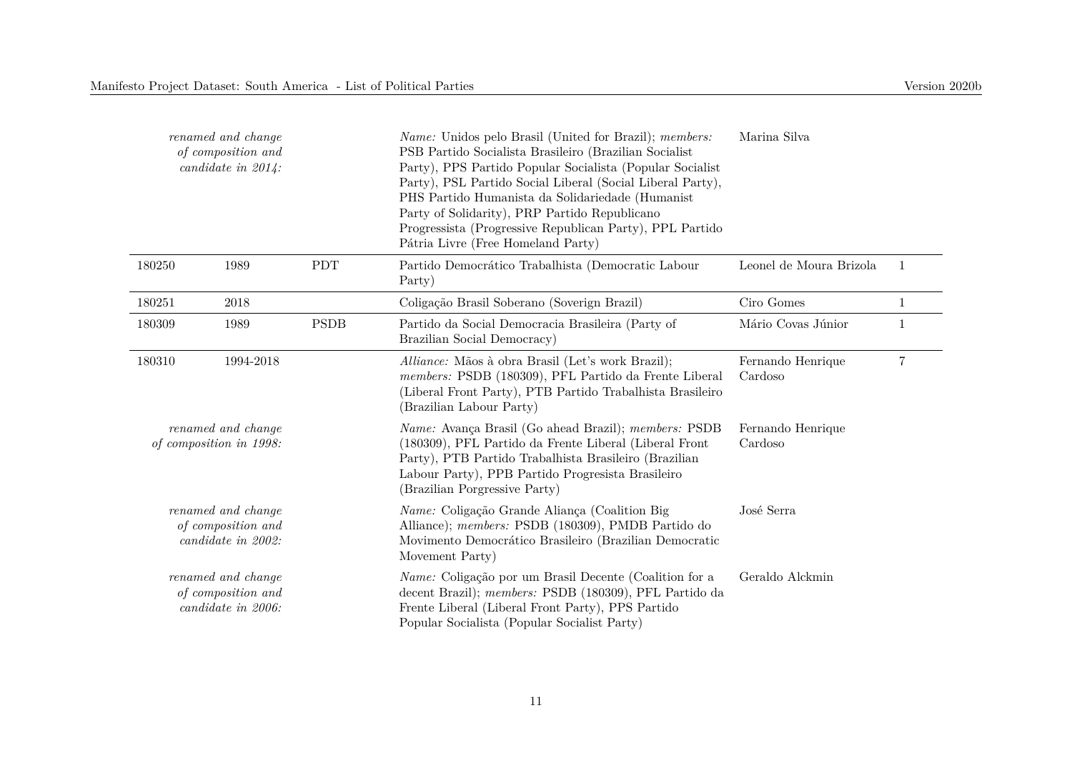| | | | | | |
|---|---|---|---|---|---|
| *renamed and change of composition and candidate in 2014:* | | | *Name:* Unidos pelo Brasil (United for Brazil); *members:* PSB Partido Socialista Brasileiro (Brazilian Socialist Party), PPS Partido Popular Socialista (Popular Socialist Party), PSL Partido Social Liberal (Social Liberal Party), PHS Partido Humanista da Solidariedade (Humanist Party of Solidarity), PRP Partido Republicano Progressista (Progressive Republican Party), PPL Partido Pátria Livre (Free Homeland Party) | Marina Silva | |
| 180250 | 1989 | PDT | Partido Democrático Trabalhista (Democratic Labour Party) | Leonel de Moura Brizola | 1 |
| 180251 | 2018 | | Coligação Brasil Soberano (Soverign Brazil) | Ciro Gomes | 1 |
| 180309 | 1989 | PSDB | Partido da Social Democracia Brasileira (Party of Brazilian Social Democracy) | Mário Covas Júnior | 1 |
| 180310 | 1994-2018 | | *Alliance:* Mãos à obra Brasil (Let's work Brazil); *members:* PSDB (180309), PFL Partido da Frente Liberal (Liberal Front Party), PTB Partido Trabalhista Brasileiro (Brazilian Labour Party) | Fernando Henrique Cardoso | 7 |
| *renamed and change of composition in 1998:* | | | *Name:* Avança Brasil (Go ahead Brazil); *members:* PSDB (180309), PFL Partido da Frente Liberal (Liberal Front Party), PTB Partido Trabalhista Brasileiro (Brazilian Labour Party), PPB Partido Progresista Brasileiro (Brazilian Porgressive Party) | Fernando Henrique Cardoso | |
| *renamed and change of composition and candidate in 2002:* | | | *Name:* Coligação Grande Aliança (Coalition Big Alliance); *members:* PSDB (180309), PMDB Partido do Movimento Democrático Brasileiro (Brazilian Democratic Movement Party) | José Serra | |
| *renamed and change of composition and candidate in 2006:* | | | *Name:* Coligação por um Brasil Decente (Coalition for a decent Brazil); *members:* PSDB (180309), PFL Partido da Frente Liberal (Liberal Front Party), PPS Partido Popular Socialista (Popular Socialist Party) | Geraldo Alckmin | |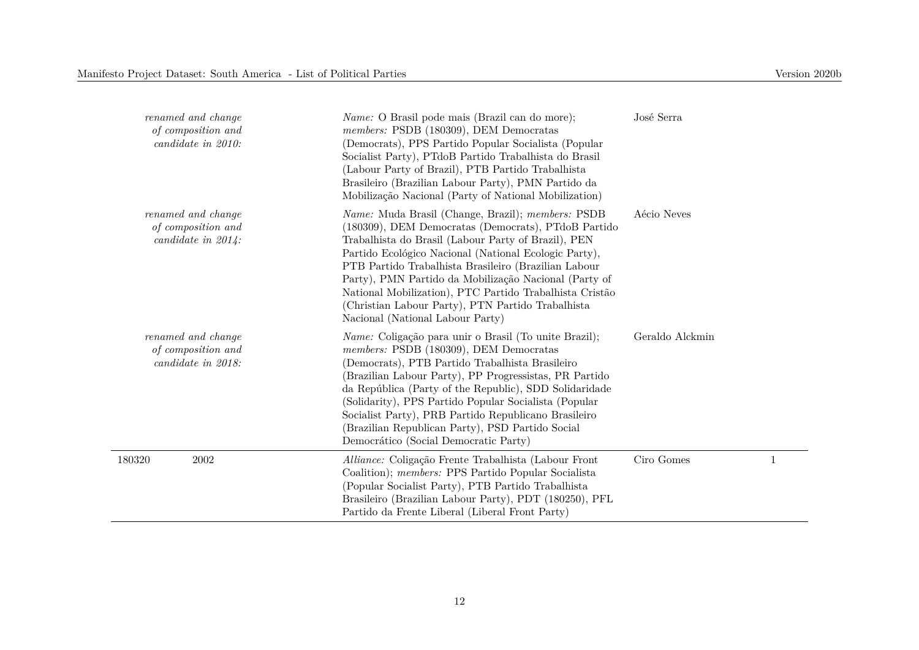| | | | | |
|---|---|---|---|---|
| | *renamed and change of composition and candidate in 2010:* | *Name:* O Brasil pode mais (Brazil can do more); *members:* PSDB (180309), DEM Democratas (Democrats), PPS Partido Popular Socialista (Popular Socialist Party), PTdoB Partido Trabalhista do Brasil (Labour Party of Brazil), PTB Partido Trabalhista Brasileiro (Brazilian Labour Party), PMN Partido da Mobilização Nacional (Party of National Mobilization) | José Serra | |
| | *renamed and change of composition and candidate in 2014:* | *Name:* Muda Brasil (Change, Brazil); *members:* PSDB (180309), DEM Democratas (Democrats), PTdoB Partido Trabalhista do Brasil (Labour Party of Brazil), PEN Partido Ecológico Nacional (National Ecologic Party), PTB Partido Trabalhista Brasileiro (Brazilian Labour Party), PMN Partido da Mobilização Nacional (Party of National Mobilization), PTC Partido Trabalhista Cristão (Christian Labour Party), PTN Partido Trabalhista Nacional (National Labour Party) | Aécio Neves | |
| | *renamed and change of composition and candidate in 2018:* | *Name:* Coligação para unir o Brasil (To unite Brazil); *members:* PSDB (180309), DEM Democratas (Democrats), PTB Partido Trabalhista Brasileiro (Brazilian Labour Party), PP Progressistas, PR Partido da República (Party of the Republic), SDD Solidaridade (Solidarity), PPS Partido Popular Socialista (Popular Socialist Party), PRB Partido Republicano Brasileiro (Brazilian Republican Party), PSD Partido Social Democrático (Social Democratic Party) | Geraldo Alckmin | |
| 180320 | 2002 | *Alliance:* Coligação Frente Trabalhista (Labour Front Coalition); *members:* PPS Partido Popular Socialista (Popular Socialist Party), PTB Partido Trabalhista Brasileiro (Brazilian Labour Party), PDT (180250), PFL Partido da Frente Liberal (Liberal Front Party) | Ciro Gomes | 1 |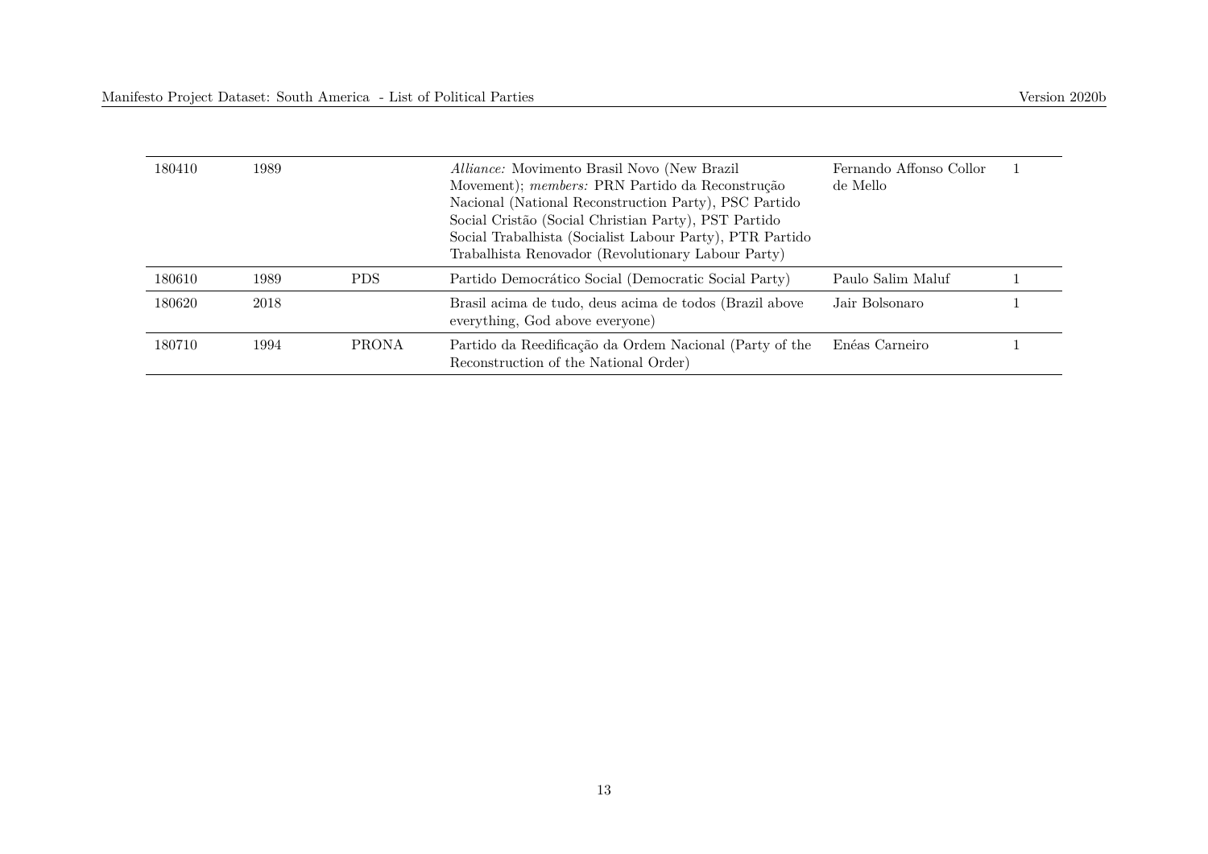| | | | | | |
|---|---|---|---|---|---|
| 180410 | 1989 | | *Alliance:* Movimento Brasil Novo (New Brazil Movement); *members:* PRN Partido da Reconstrução Nacional (National Reconstruction Party), PSC Partido Social Cristão (Social Christian Party), PST Partido Social Trabalhista (Socialist Labour Party), PTR Partido Trabalhista Renovador (Revolutionary Labour Party) | Fernando Affonso Collor de Mello | 1 |
| 180610 | 1989 | PDS | Partido Democrático Social (Democratic Social Party) | Paulo Salim Maluf | 1 |
| 180620 | 2018 | | Brasil acima de tudo, deus acima de todos (Brazil above everything, God above everyone) | Jair Bolsonaro | 1 |
| 180710 | 1994 | PRONA | Partido da Reedificação da Ordem Nacional (Party of the Reconstruction of the National Order) | Enéas Carneiro | 1 |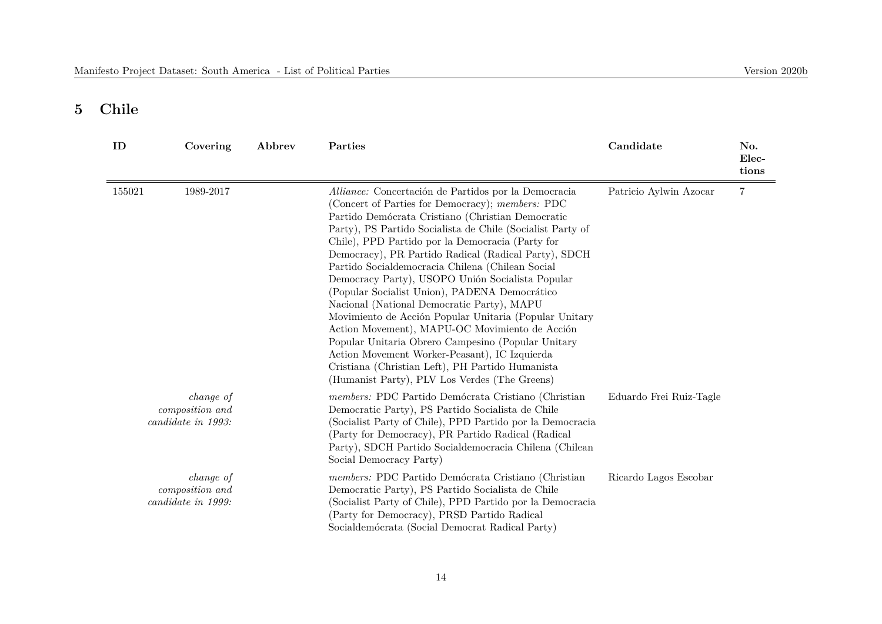## 5 Chile

| ID | Covering | Abbrev | Parties | Candidate | No. Elections |
|---|---|---|---|---|---|
| 155021 | 1989-2017 | | *Alliance:* Concertación de Partidos por la Democracia (Concert of Parties for Democracy); *members:* PDC Partido Demócrata Cristiano (Christian Democratic Party), PS Partido Socialista de Chile (Socialist Party of Chile), PPD Partido por la Democracia (Party for Democracy), PR Partido Radical (Radical Party), SDCH Partido Socialdemocracia Chilena (Chilean Social Democracy Party), USOPO Unión Socialista Popular (Popular Socialist Union), PADENA Democrático Nacional (National Democratic Party), MAPU Movimiento de Acción Popular Unitaria (Popular Unitary Action Movement), MAPU-OC Movimiento de Acción Popular Unitaria Obrero Campesino (Popular Unitary Action Movement Worker-Peasant), IC Izquierda Cristiana (Christian Left), PH Partido Humanista (Humanist Party), PLV Los Verdes (The Greens) | Patricio Aylwin Azocar | 7 |
| | *change of composition and candidate in 1993:* | | *members:* PDC Partido Demócrata Cristiano (Christian Democratic Party), PS Partido Socialista de Chile (Socialist Party of Chile), PPD Partido por la Democracia (Party for Democracy), PR Partido Radical (Radical Party), SDCH Partido Socialdemocracia Chilena (Chilean Social Democracy Party) | Eduardo Frei Ruiz-Tagle | |
| | *change of composition and candidate in 1999:* | | *members:* PDC Partido Demócrata Cristiano (Christian Democratic Party), PS Partido Socialista de Chile (Socialist Party of Chile), PPD Partido por la Democracia (Party for Democracy), PRSD Partido Radical Socialdemócrata (Social Democrat Radical Party) | Ricardo Lagos Escobar | |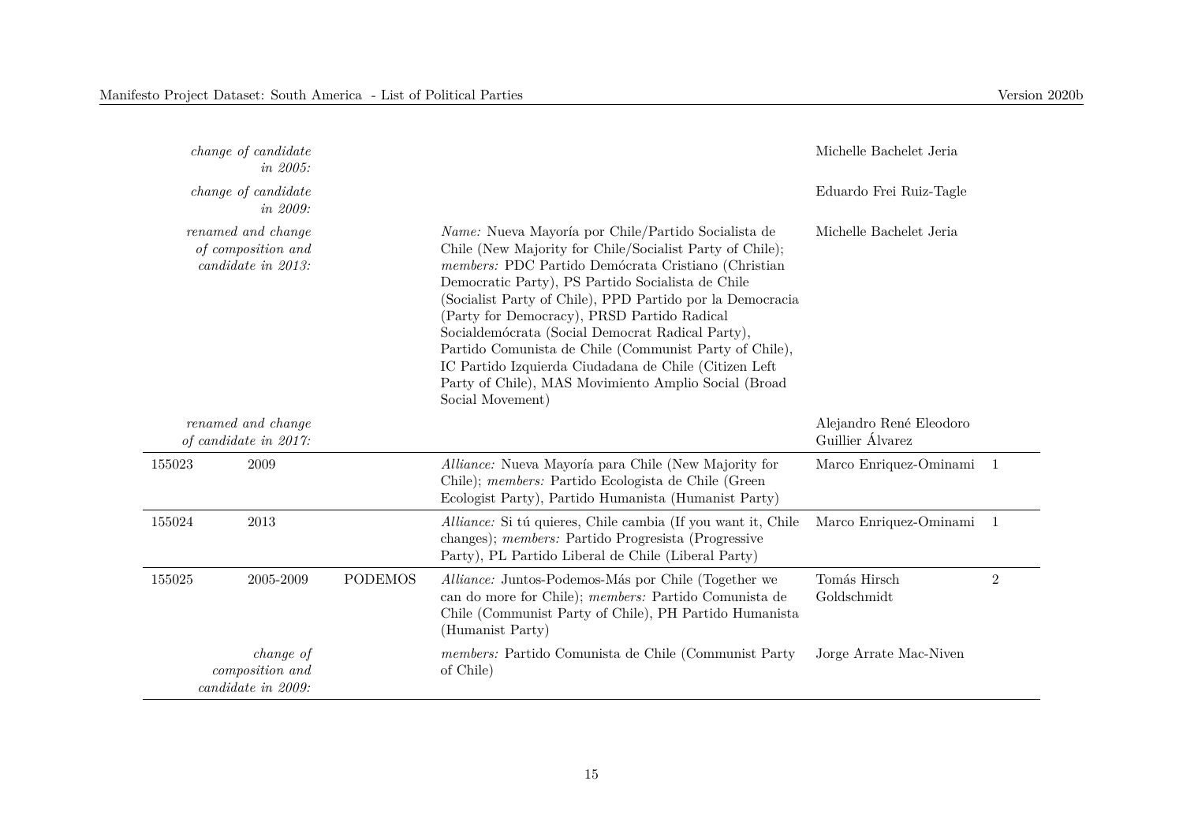| | | | | | |
|---|---|---|---|---|---|
| | *change of candidate in 2005:* | | | Michelle Bachelet Jeria | |
| | *change of candidate in 2009:* | | | Eduardo Frei Ruiz-Tagle | |
| | *renamed and change of composition and candidate in 2013:* | | *Name:* Nueva Mayoría por Chile/Partido Socialista de Chile (New Majority for Chile/Socialist Party of Chile); *members:* PDC Partido Demócrata Cristiano (Christian Democratic Party), PS Partido Socialista de Chile (Socialist Party of Chile), PPD Partido por la Democracia (Party for Democracy), PRSD Partido Radical Socialdemócrata (Social Democrat Radical Party), Partido Comunista de Chile (Communist Party of Chile), IC Partido Izquierda Ciudadana de Chile (Citizen Left Party of Chile), MAS Movimiento Amplio Social (Broad Social Movement) | Michelle Bachelet Jeria | |
| | *renamed and change of candidate in 2017:* | | | Alejandro René Eleodoro Guillier Álvarez | |
| 155023 | 2009 | | *Alliance:* Nueva Mayoría para Chile (New Majority for Chile); *members:* Partido Ecologista de Chile (Green Ecologist Party), Partido Humanista (Humanist Party) | Marco Enriquez-Ominami | 1 |
| 155024 | 2013 | | *Alliance:* Si tú quieres, Chile cambia (If you want it, Chile changes); *members:* Partido Progresista (Progressive Party), PL Partido Liberal de Chile (Liberal Party) | Marco Enriquez-Ominami | 1 |
| 155025 | 2005-2009 | PODEMOS | *Alliance:* Juntos-Podemos-Más por Chile (Together we can do more for Chile); *members:* Partido Comunista de Chile (Communist Party of Chile), PH Partido Humanista (Humanist Party) | Tomás Hirsch Goldschmidt | 2 |
| | *change of composition and candidate in 2009:* | | *members:* Partido Comunista de Chile (Communist Party of Chile) | Jorge Arrate Mac-Niven | |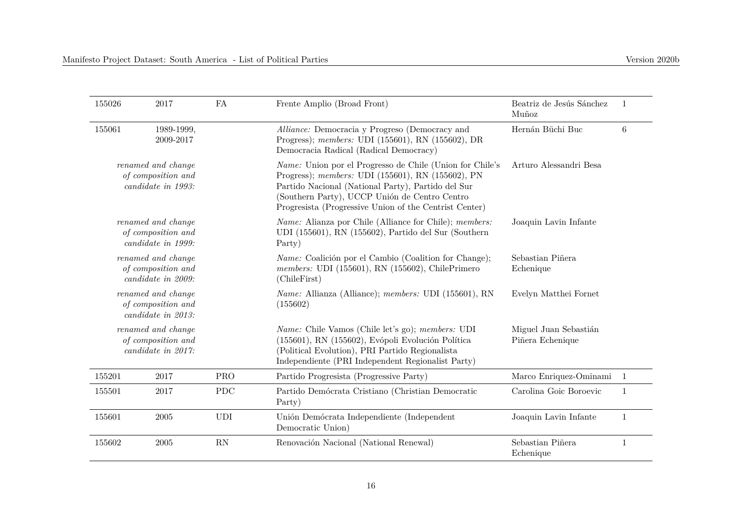| | | | | | |
|---|---|---|---|---|---|
| 155026 | 2017 | FA | Frente Amplio (Broad Front) | Beatriz de Jesús Sánchez Muñoz | 1 |
| 155061 | 1989-1999, 2009-2017 | | *Alliance:* Democracia y Progreso (Democracy and Progress); *members:* UDI (155601), RN (155602), DR Democracia Radical (Radical Democracy) | Hernán Büchi Buc | 6 |
| *renamed and change of composition and candidate in 1993:* | | | *Name:* Union por el Progresso de Chile (Union for Chile's Progress); *members:* UDI (155601), RN (155602), PN Partido Nacional (National Party), Partido del Sur (Southern Party), UCCP Unión de Centro Centro Progresista (Progressive Union of the Centrist Center) | Arturo Alessandri Besa | |
| *renamed and change of composition and candidate in 1999:* | | | *Name:* Alianza por Chile (Alliance for Chile); *members:* UDI (155601), RN (155602), Partido del Sur (Southern Party) | Joaquin Lavin Infante | |
| *renamed and change of composition and candidate in 2009:* | | | *Name:* Coalición por el Cambio (Coalition for Change); *members:* UDI (155601), RN (155602), ChilePrimero (ChileFirst) | Sebastian Piñera Echenique | |
| *renamed and change of composition and candidate in 2013:* | | | *Name:* Allianza (Alliance); *members:* UDI (155601), RN (155602) | Evelyn Matthei Fornet | |
| *renamed and change of composition and candidate in 2017:* | | | *Name:* Chile Vamos (Chile let's go); *members:* UDI (155601), RN (155602), Evópoli Evolución Política (Political Evolution), PRI Partido Regionalista Independiente (PRI Independent Regionalist Party) | Miguel Juan Sebastián Piñera Echenique | |
| 155201 | 2017 | PRO | Partido Progresista (Progressive Party) | Marco Enriquez-Ominami | 1 |
| 155501 | 2017 | PDC | Partido Demócrata Cristiano (Christian Democratic Party) | Carolina Goic Boroevic | 1 |
| 155601 | 2005 | UDI | Unión Demócrata Independiente (Independent Democratic Union) | Joaquin Lavin Infante | 1 |
| 155602 | 2005 | RN | Renovación Nacional (National Renewal) | Sebastian Piñera Echenique | 1 |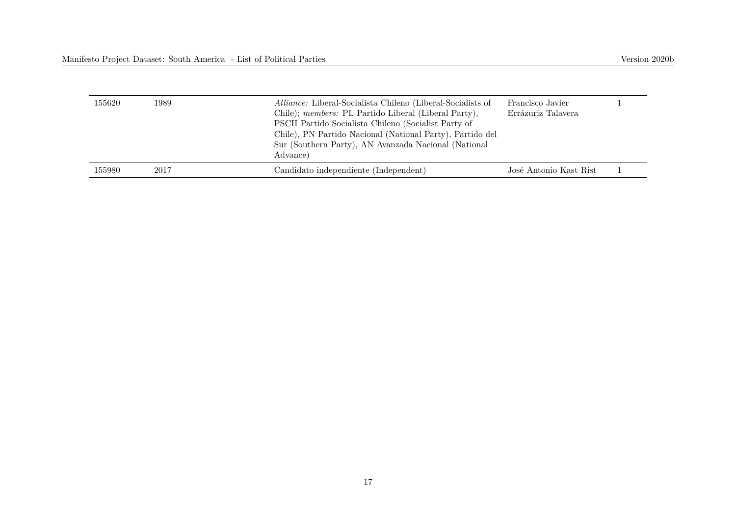| | | | | |
|---|---|---|---|---|
| 155620 | 1989 | *Alliance:* Liberal-Socialista Chileno (Liberal-Socialists of Chile); *members:* PL Partido Liberal (Liberal Party), PSCH Partido Socialista Chileno (Socialist Party of Chile), PN Partido Nacional (National Party), Partido del Sur (Southern Party), AN Avanzada Nacional (National Advance) | Francisco Javier Errázuriz Talavera | 1 |
| 155980 | 2017 | Candidato independiente (Independent) | José Antonio Kast Rist | 1 |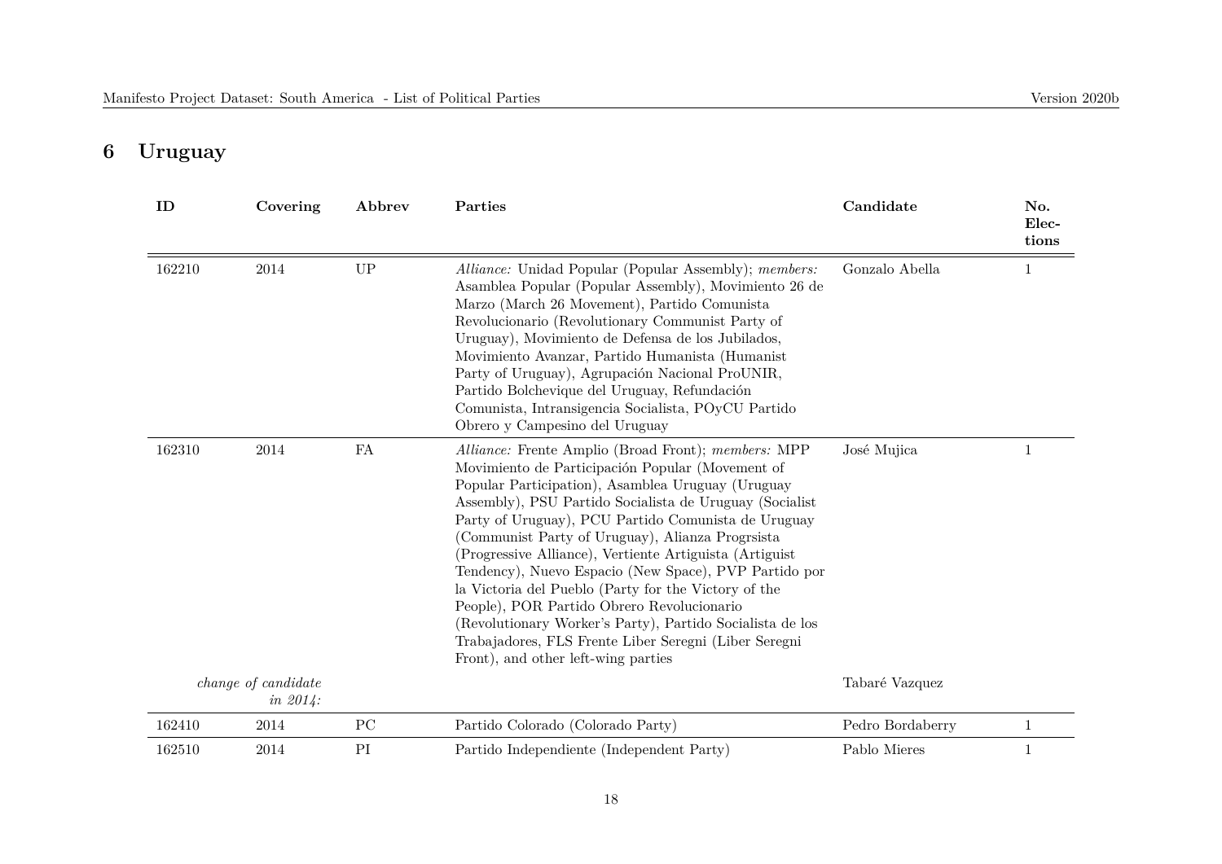# 6 Uruguay

| ID | Covering | Abbrev | Parties | Candidate | No. Elections |
|---|---|---|---|---|---|
| 162210 | 2014 | UP | *Alliance:* Unidad Popular (Popular Assembly); *members:* Asamblea Popular (Popular Assembly), Movimiento 26 de Marzo (March 26 Movement), Partido Comunista Revolucionario (Revolutionary Communist Party of Uruguay), Movimiento de Defensa de los Jubilados, Movimiento Avanzar, Partido Humanista (Humanist Party of Uruguay), Agrupación Nacional ProUNIR, Partido Bolchevique del Uruguay, Refundación Comunista, Intransigencia Socialista, POyCU Partido Obrero y Campesino del Uruguay | Gonzalo Abella | 1 |
| 162310 | 2014 | FA | *Alliance:* Frente Amplio (Broad Front); *members:* MPP Movimiento de Participación Popular (Movement of Popular Participation), Asamblea Uruguay (Uruguay Assembly), PSU Partido Socialista de Uruguay (Socialist Party of Uruguay), PCU Partido Comunista de Uruguay (Communist Party of Uruguay), Alianza Progrsista (Progressive Alliance), Vertiente Artiguista (Artiguist Tendency), Nuevo Espacio (New Space), PVP Partido por la Victoria del Pueblo (Party for the Victory of the People), POR Partido Obrero Revolucionario (Revolutionary Worker's Party), Partido Socialista de los Trabajadores, FLS Frente Liber Seregni (Liber Seregni Front), and other left-wing parties | José Mujica | 1 |
| | *change of candidate in 2014:* | | | Tabaré Vazquez | |
| 162410 | 2014 | PC | Partido Colorado (Colorado Party) | Pedro Bordaberry | 1 |
| 162510 | 2014 | PI | Partido Independiente (Independent Party) | Pablo Mieres | 1 |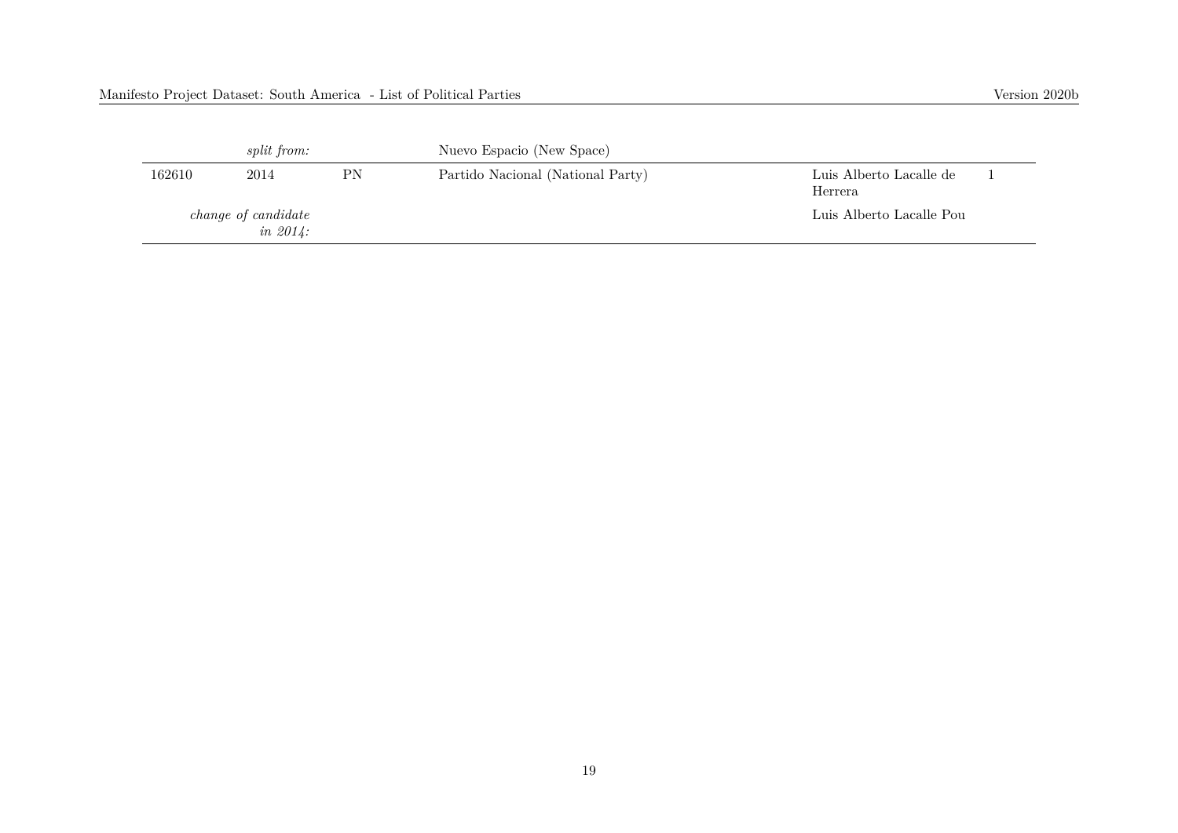| | | | | | |
|---|---|---|---|---|---|
| | *split from:* | | Nuevo Espacio (New Space) | | |
| 162610 | 2014 | PN | Partido Nacional (National Party) | Luis Alberto Lacalle de Herrera | 1 |
| | *change of candidate in 2014:* | | | Luis Alberto Lacalle Pou | |